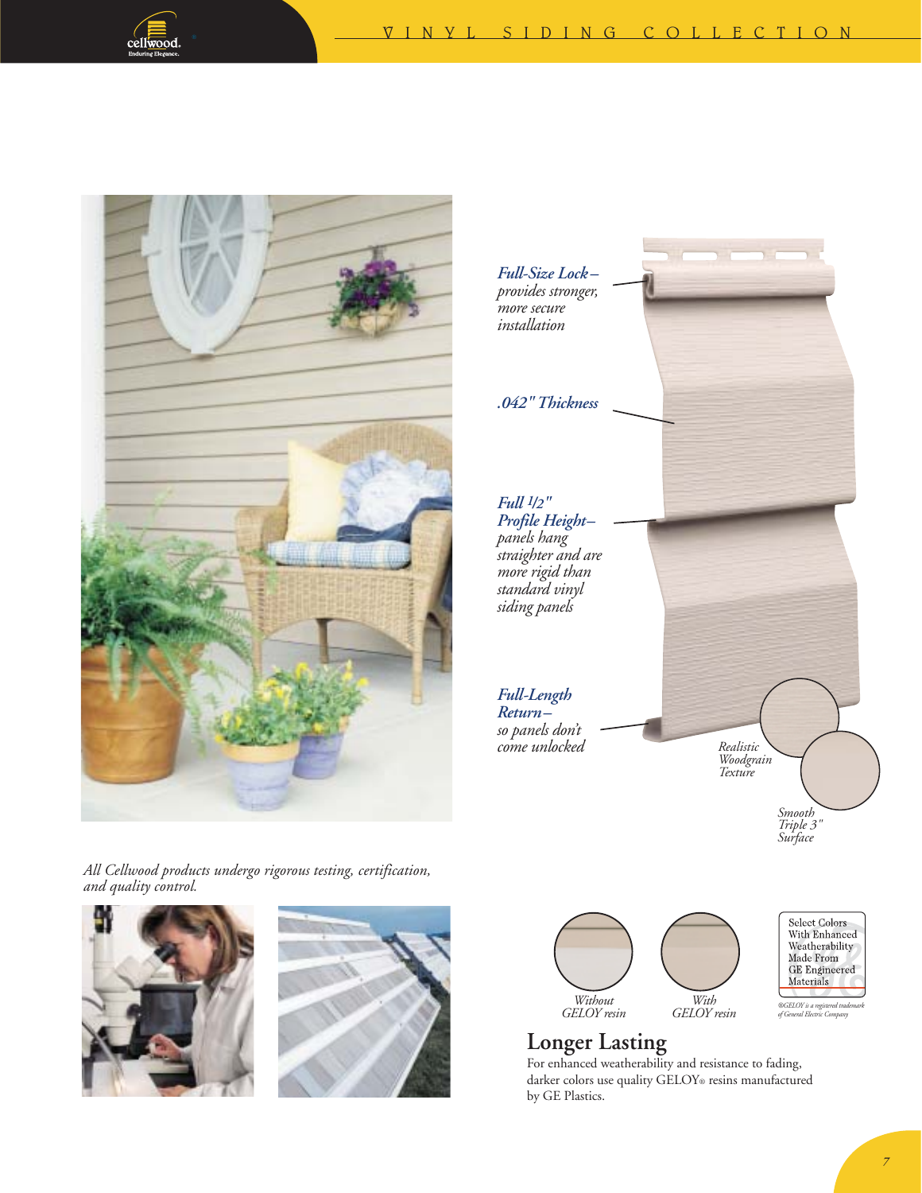*Full-Size Lock –* provides stronger, more secure installation

*.042" Thickness*

*Full 1/2" Profile Height –* panels hang straighter and are more rigid than standard vinyl siding panels

*Full-Length Return –* so panels don't come unlocked

*Realistic Woodgrain Texture*

*Smooth Triple 3" Surface*

*All Cellwood products undergo rigorous testing, certification, and quality control.*

*Without GELOY resin*

*With GELOY resin*

Select Colors With Enhanced Weatherability Made From GE Engineered Materials

*®GELOY is a registered trademark of General Electric Company*

## Longer Lasting

For enhanced weatherability and resistance to fading, darker colors use quality GELOY® resins manufactured by GE Plastics.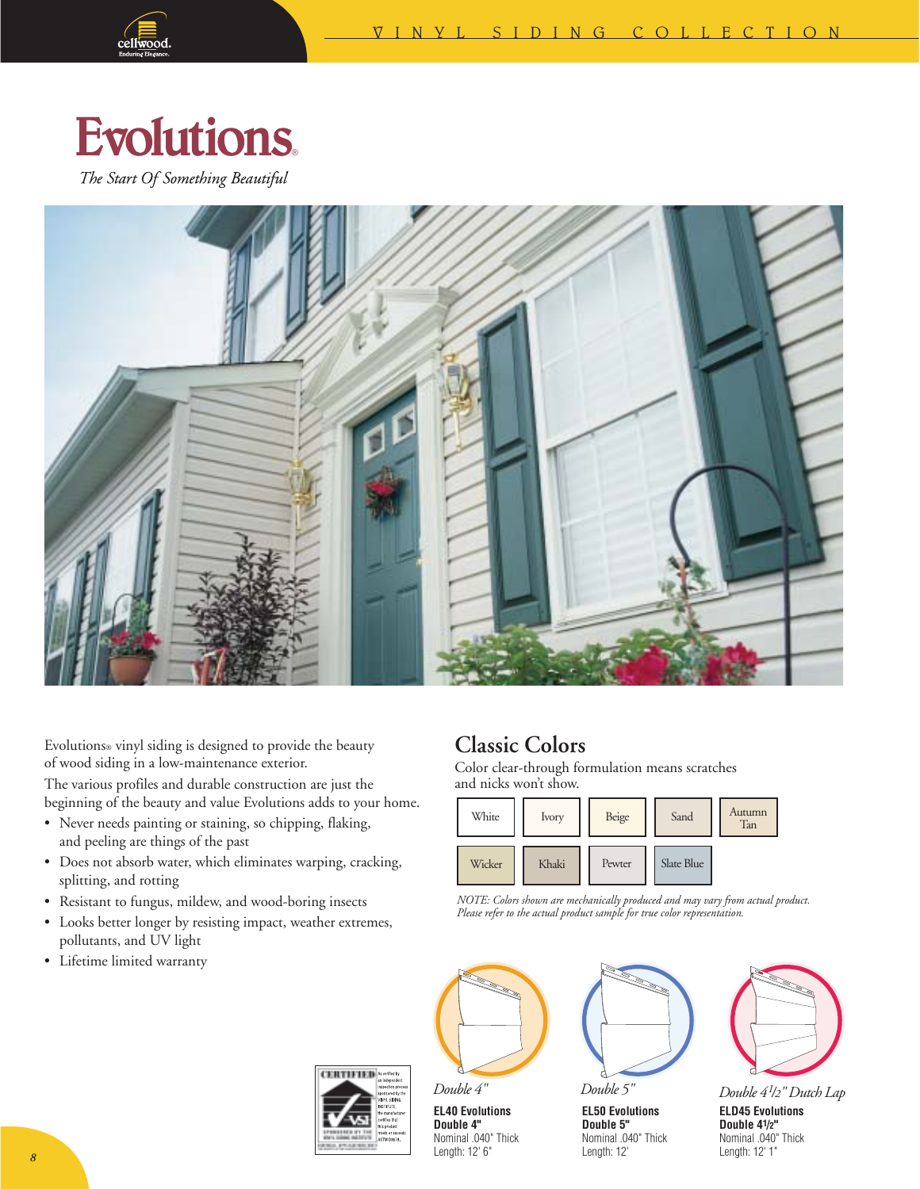# Evolutions®

*The Start Of Something Beautiful*

Evolutions® vinyl siding is designed to provide the beauty of wood siding in a low-maintenance exterior.

The various profiles and durable construction are just the beginning of the beauty and value Evolutions adds to your home.

- Never needs painting or staining, so chipping, flaking, and peeling are things of the past
- Does not absorb water, which eliminates warping, cracking, splitting, and rotting
- Resistant to fungus, mildew, and wood-boring insects
- Looks better longer by resisting impact, weather extremes, pollutants, and UV light
- Lifetime limited warranty

## Classic Colors

Color clear-through formulation means scratches and nicks won't show.

| | | | | |
|---|---|---|---|---|
| White | Ivory | Beige | Sand | Autumn Tan |
| Wicker | Khaki | Pewter | Slate Blue | |

*NOTE: Colors shown are mechanically produced and may vary from actual product. Please refer to the actual product sample for true color representation.*

*Double 4"*

**EL40 Evolutions**
**Double 4"**
Nominal .040" Thick
Length: 12' 6"

*Double 5"*

**EL50 Evolutions**
**Double 5"**
Nominal .040" Thick
Length: 12'

*Double 4½" Dutch Lap*

**ELD45 Evolutions**
**Double 4½"**
Nominal .040" Thick
Length: 12' 1"